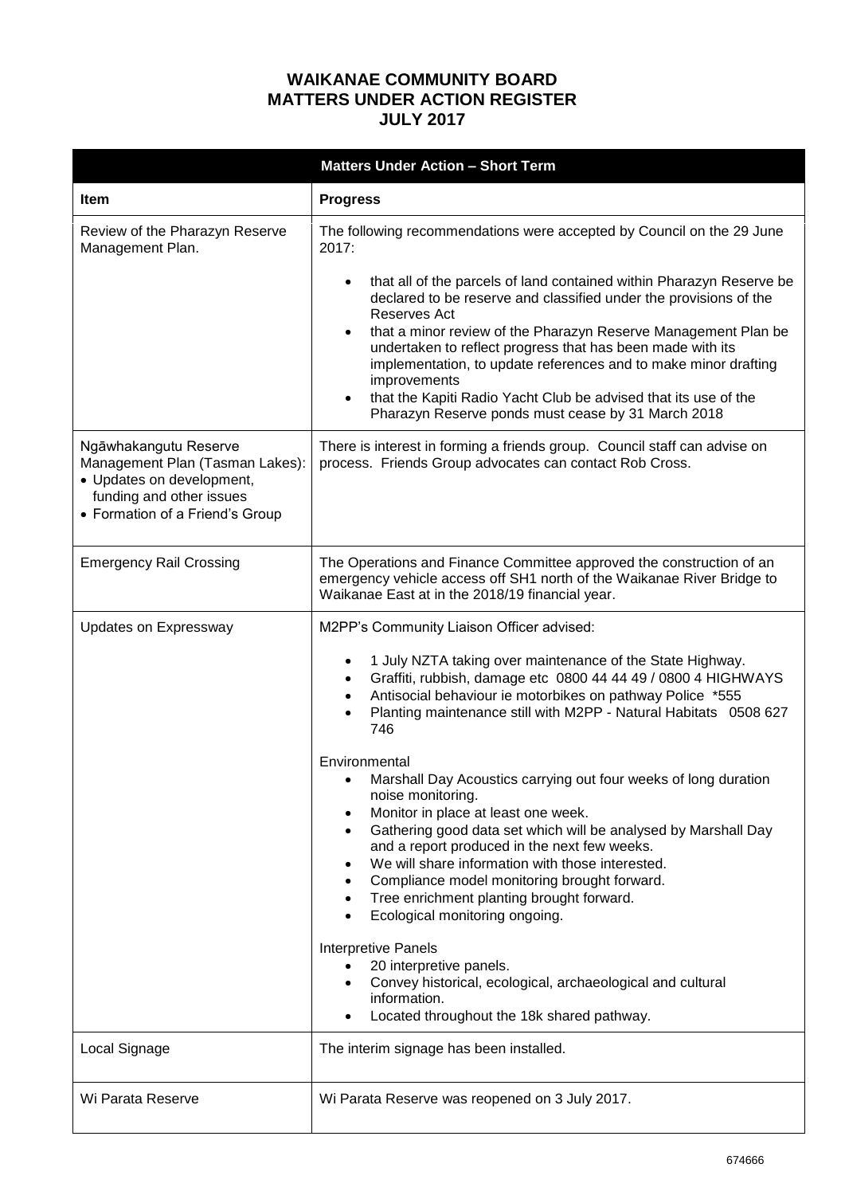# WAIKANAE COMMUNITY BOARD
# MATTERS UNDER ACTION REGISTER
# JULY 2017

| **Matters Under Action – Short Term** | |
|---|---|
| **Item** | **Progress** |
| Review of the Pharazyn Reserve Management Plan. | The following recommendations were accepted by Council on the 29 June 2017:<br><br>• that all of the parcels of land contained within Pharazyn Reserve be declared to be reserve and classified under the provisions of the Reserves Act<br>• that a minor review of the Pharazyn Reserve Management Plan be undertaken to reflect progress that has been made with its implementation, to update references and to make minor drafting improvements<br>• that the Kapiti Radio Yacht Club be advised that its use of the Pharazyn Reserve ponds must cease by 31 March 2018 |
| Ngāwhakangutu Reserve Management Plan (Tasman Lakes):<br>• Updates on development, funding and other issues<br>• Formation of a Friend's Group | There is interest in forming a friends group. Council staff can advise on process. Friends Group advocates can contact Rob Cross. |
| Emergency Rail Crossing | The Operations and Finance Committee approved the construction of an emergency vehicle access off SH1 north of the Waikanae River Bridge to Waikanae East at in the 2018/19 financial year. |
| Updates on Expressway | M2PP's Community Liaison Officer advised:<br><br>• 1 July NZTA taking over maintenance of the State Highway.<br>• Graffiti, rubbish, damage etc 0800 44 44 49 / 0800 4 HIGHWAYS<br>• Antisocial behaviour ie motorbikes on pathway Police *555<br>• Planting maintenance still with M2PP - Natural Habitats 0508 627 746<br><br>Environmental<br>• Marshall Day Acoustics carrying out four weeks of long duration noise monitoring.<br>• Monitor in place at least one week.<br>• Gathering good data set which will be analysed by Marshall Day and a report produced in the next few weeks.<br>• We will share information with those interested.<br>• Compliance model monitoring brought forward.<br>• Tree enrichment planting brought forward.<br>• Ecological monitoring ongoing.<br><br>Interpretive Panels<br>• 20 interpretive panels.<br>• Convey historical, ecological, archaeological and cultural information.<br>• Located throughout the 18k shared pathway. |
| Local Signage | The interim signage has been installed. |
| Wi Parata Reserve | Wi Parata Reserve was reopened on 3 July 2017. |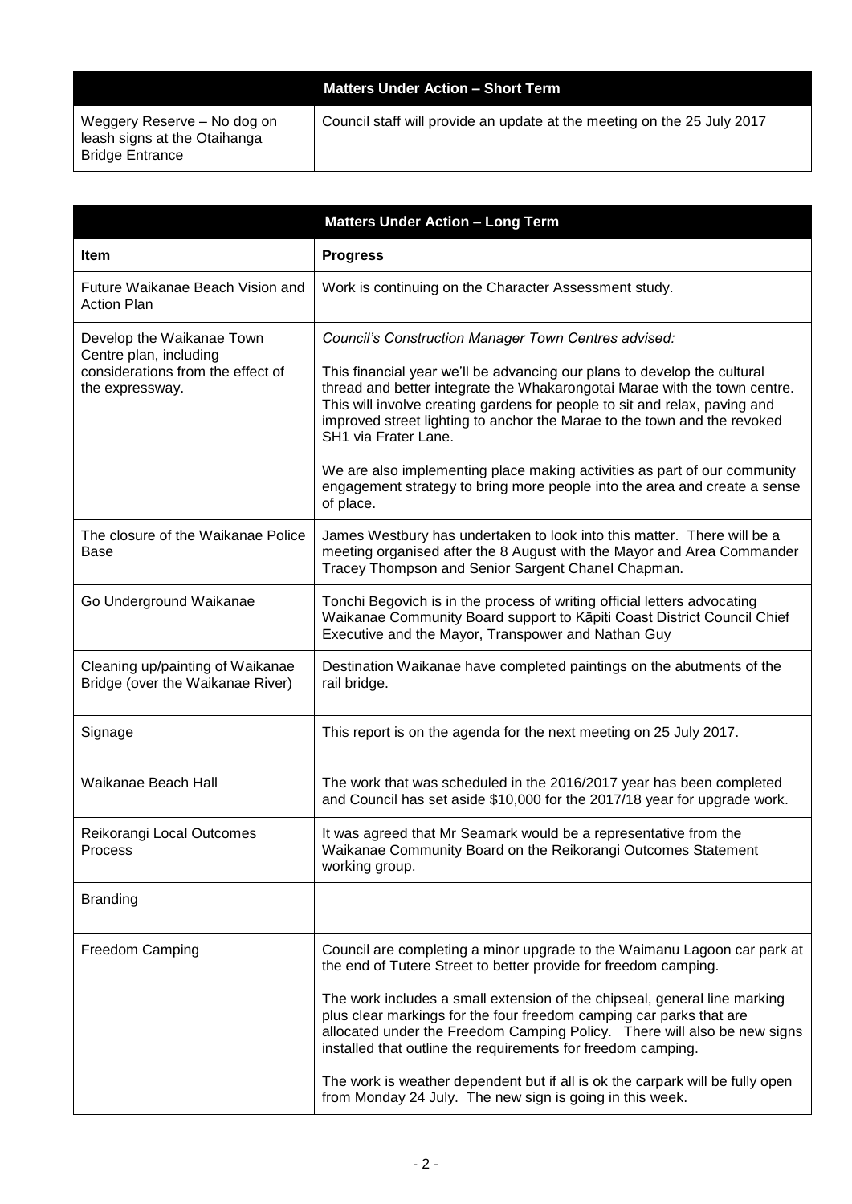| Matters Under Action – Short Term | |
|---|---|
| Weggery Reserve – No dog on leash signs at the Otaihanga Bridge Entrance | Council staff will provide an update at the meeting on the 25 July 2017 |

| Matters Under Action – Long Term | |
|---|---|
| **Item** | **Progress** |
| Future Waikanae Beach Vision and Action Plan | Work is continuing on the Character Assessment study. |
| Develop the Waikanae Town Centre plan, including considerations from the effect of the expressway. | *Council's Construction Manager Town Centres advised:*<br><br>This financial year we'll be advancing our plans to develop the cultural thread and better integrate the Whakarongotai Marae with the town centre. This will involve creating gardens for people to sit and relax, paving and improved street lighting to anchor the Marae to the town and the revoked SH1 via Frater Lane.<br><br>We are also implementing place making activities as part of our community engagement strategy to bring more people into the area and create a sense of place. |
| The closure of the Waikanae Police Base | James Westbury has undertaken to look into this matter. There will be a meeting organised after the 8 August with the Mayor and Area Commander Tracey Thompson and Senior Sargent Chanel Chapman. |
| Go Underground Waikanae | Tonchi Begovich is in the process of writing official letters advocating Waikanae Community Board support to Kāpiti Coast District Council Chief Executive and the Mayor, Transpower and Nathan Guy |
| Cleaning up/painting of Waikanae Bridge (over the Waikanae River) | Destination Waikanae have completed paintings on the abutments of the rail bridge. |
| Signage | This report is on the agenda for the next meeting on 25 July 2017. |
| Waikanae Beach Hall | The work that was scheduled in the 2016/2017 year has been completed and Council has set aside $10,000 for the 2017/18 year for upgrade work. |
| Reikorangi Local Outcomes Process | It was agreed that Mr Seamark would be a representative from the Waikanae Community Board on the Reikorangi Outcomes Statement working group. |
| Branding | |
| Freedom Camping | Council are completing a minor upgrade to the Waimanu Lagoon car park at the end of Tutere Street to better provide for freedom camping.<br><br>The work includes a small extension of the chipseal, general line marking plus clear markings for the four freedom camping car parks that are allocated under the Freedom Camping Policy. There will also be new signs installed that outline the requirements for freedom camping.<br><br>The work is weather dependent but if all is ok the carpark will be fully open from Monday 24 July. The new sign is going in this week. |